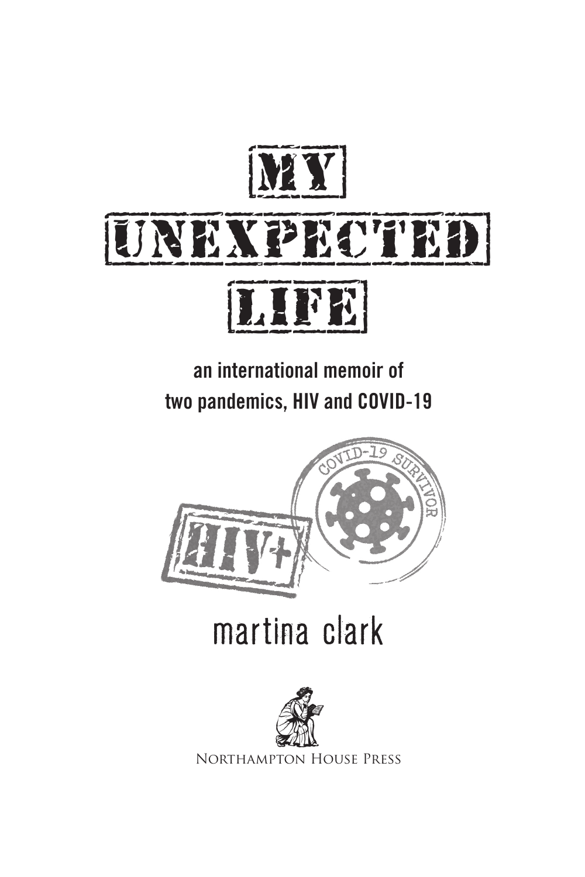# MY UNEXPECTED LIFE

**an international memoir of two pandemics, HIV and COVID-19**

HIV+

COVID-19 SURVIVOR

martina clark

Northampton House Press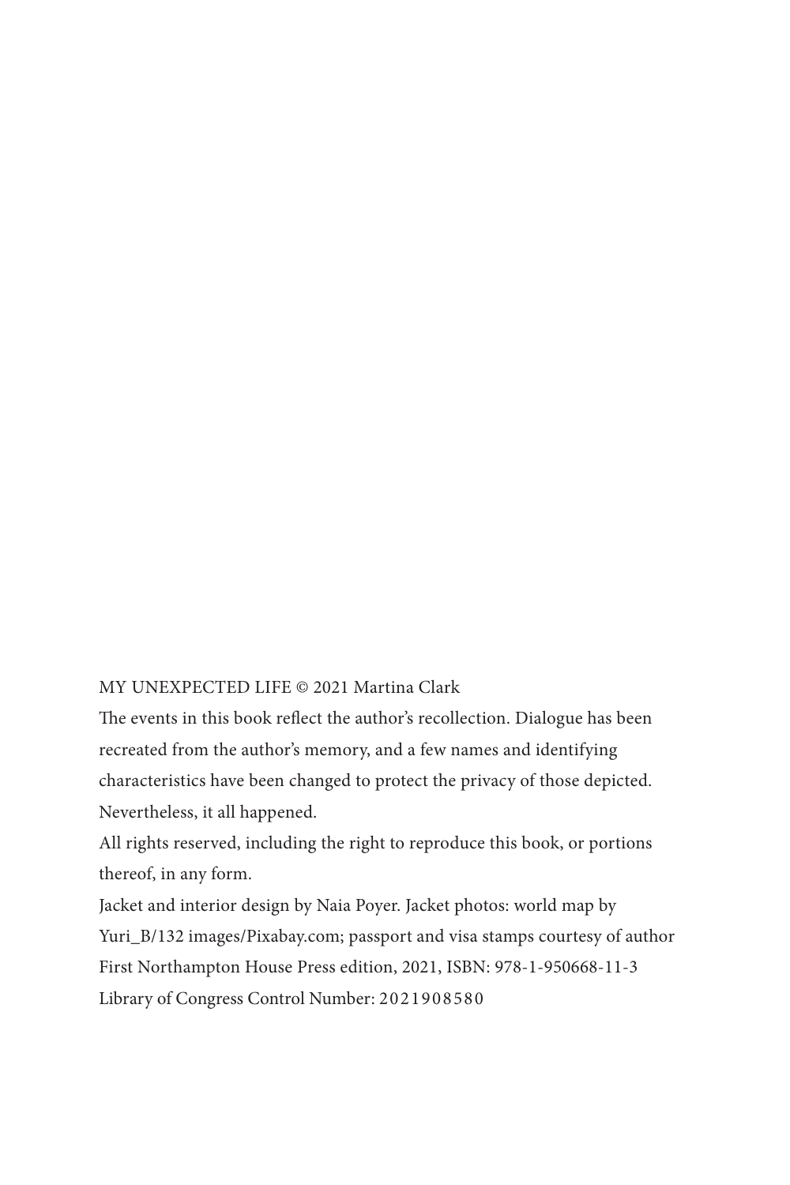MY UNEXPECTED LIFE © 2021 Martina Clark

The events in this book reflect the author's recollection. Dialogue has been recreated from the author's memory, and a few names and identifying characteristics have been changed to protect the privacy of those depicted. Nevertheless, it all happened.

All rights reserved, including the right to reproduce this book, or portions thereof, in any form.

Jacket and interior design by Naia Poyer. Jacket photos: world map by Yuri_B/132 images/Pixabay.com; passport and visa stamps courtesy of author

First Northampton House Press edition, 2021, ISBN: 978-1-950668-11-3

Library of Congress Control Number: 2021908580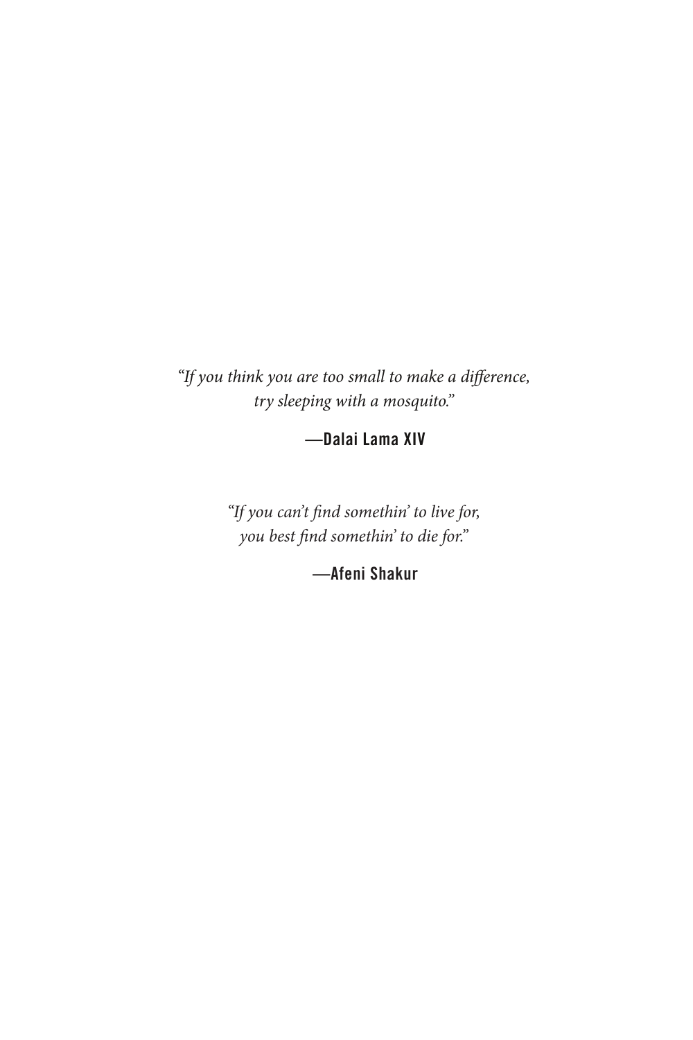*"If you think you are too small to make a difference,*
*try sleeping with a mosquito."*

**—Dalai Lama XIV**

*"If you can't find somethin' to live for,*
*you best find somethin' to die for."*

**—Afeni Shakur**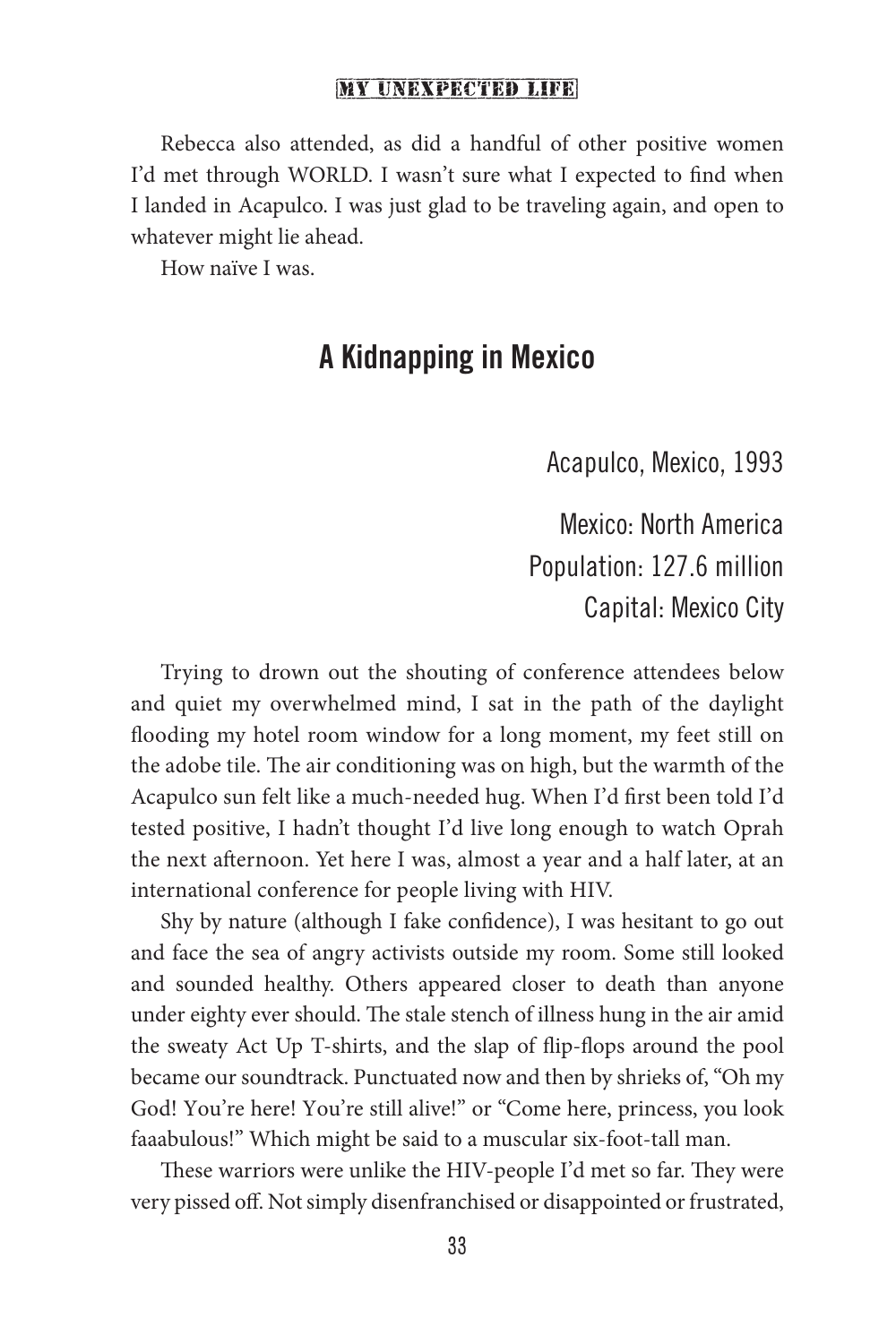Rebecca also attended, as did a handful of other positive women I'd met through WORLD. I wasn't sure what I expected to find when I landed in Acapulco. I was just glad to be traveling again, and open to whatever might lie ahead.

How naïve I was.

## A Kidnapping in Mexico

Acapulco, Mexico, 1993

Mexico: North America
Population: 127.6 million
Capital: Mexico City

Trying to drown out the shouting of conference attendees below and quiet my overwhelmed mind, I sat in the path of the daylight flooding my hotel room window for a long moment, my feet still on the adobe tile. The air conditioning was on high, but the warmth of the Acapulco sun felt like a much-needed hug. When I'd first been told I'd tested positive, I hadn't thought I'd live long enough to watch Oprah the next afternoon. Yet here I was, almost a year and a half later, at an international conference for people living with HIV.

Shy by nature (although I fake confidence), I was hesitant to go out and face the sea of angry activists outside my room. Some still looked and sounded healthy. Others appeared closer to death than anyone under eighty ever should. The stale stench of illness hung in the air amid the sweaty Act Up T-shirts, and the slap of flip-flops around the pool became our soundtrack. Punctuated now and then by shrieks of, "Oh my God! You're here! You're still alive!" or "Come here, princess, you look faaabulous!" Which might be said to a muscular six-foot-tall man.

These warriors were unlike the HIV-people I'd met so far. They were very pissed off. Not simply disenfranchised or disappointed or frustrated,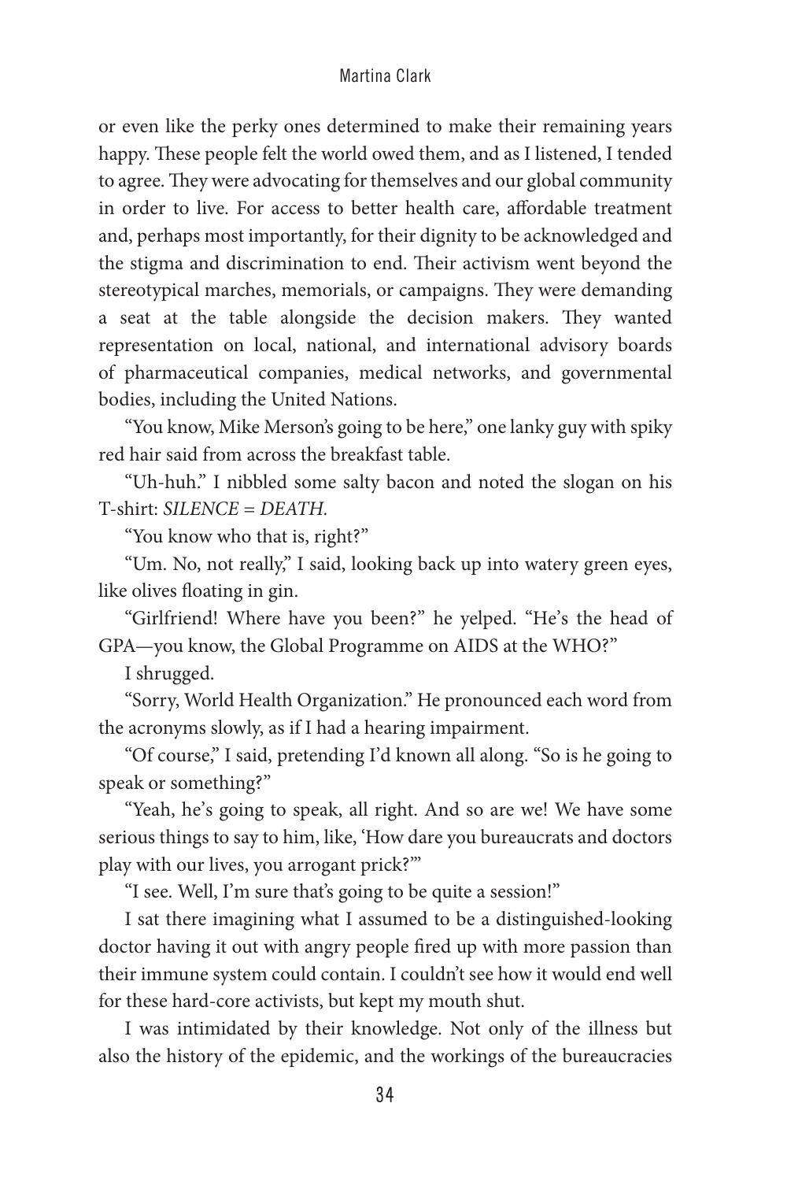or even like the perky ones determined to make their remaining years happy. These people felt the world owed them, and as I listened, I tended to agree. They were advocating for themselves and our global community in order to live. For access to better health care, affordable treatment and, perhaps most importantly, for their dignity to be acknowledged and the stigma and discrimination to end. Their activism went beyond the stereotypical marches, memorials, or campaigns. They were demanding a seat at the table alongside the decision makers. They wanted representation on local, national, and international advisory boards of pharmaceutical companies, medical networks, and governmental bodies, including the United Nations.

"You know, Mike Merson's going to be here," one lanky guy with spiky red hair said from across the breakfast table.

"Uh-huh." I nibbled some salty bacon and noted the slogan on his T-shirt: *SILENCE = DEATH*.

"You know who that is, right?"

"Um. No, not really," I said, looking back up into watery green eyes, like olives floating in gin.

"Girlfriend! Where have you been?" he yelped. "He's the head of GPA—you know, the Global Programme on AIDS at the WHO?"

I shrugged.

"Sorry, World Health Organization." He pronounced each word from the acronyms slowly, as if I had a hearing impairment.

"Of course," I said, pretending I'd known all along. "So is he going to speak or something?"

"Yeah, he's going to speak, all right. And so are we! We have some serious things to say to him, like, 'How dare you bureaucrats and doctors play with our lives, you arrogant prick?'"

"I see. Well, I'm sure that's going to be quite a session!"

I sat there imagining what I assumed to be a distinguished-looking doctor having it out with angry people fired up with more passion than their immune system could contain. I couldn't see how it would end well for these hard-core activists, but kept my mouth shut.

I was intimidated by their knowledge. Not only of the illness but also the history of the epidemic, and the workings of the bureaucracies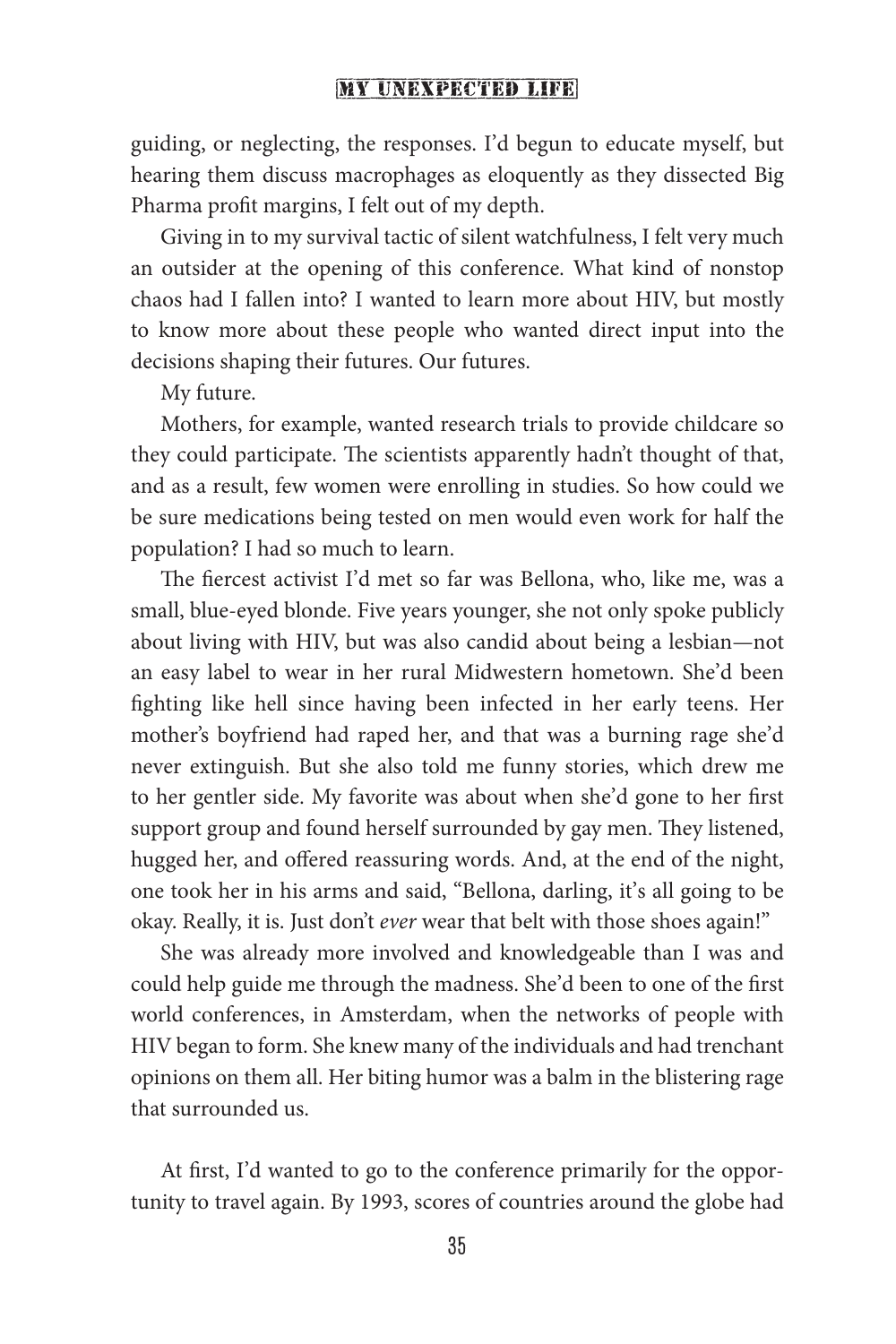guiding, or neglecting, the responses. I'd begun to educate myself, but hearing them discuss macrophages as eloquently as they dissected Big Pharma profit margins, I felt out of my depth.

Giving in to my survival tactic of silent watchfulness, I felt very much an outsider at the opening of this conference. What kind of nonstop chaos had I fallen into? I wanted to learn more about HIV, but mostly to know more about these people who wanted direct input into the decisions shaping their futures. Our futures.

My future.

Mothers, for example, wanted research trials to provide childcare so they could participate. The scientists apparently hadn't thought of that, and as a result, few women were enrolling in studies. So how could we be sure medications being tested on men would even work for half the population? I had so much to learn.

The fiercest activist I'd met so far was Bellona, who, like me, was a small, blue-eyed blonde. Five years younger, she not only spoke publicly about living with HIV, but was also candid about being a lesbian—not an easy label to wear in her rural Midwestern hometown. She'd been fighting like hell since having been infected in her early teens. Her mother's boyfriend had raped her, and that was a burning rage she'd never extinguish. But she also told me funny stories, which drew me to her gentler side. My favorite was about when she'd gone to her first support group and found herself surrounded by gay men. They listened, hugged her, and offered reassuring words. And, at the end of the night, one took her in his arms and said, "Bellona, darling, it's all going to be okay. Really, it is. Just don't *ever* wear that belt with those shoes again!"

She was already more involved and knowledgeable than I was and could help guide me through the madness. She'd been to one of the first world conferences, in Amsterdam, when the networks of people with HIV began to form. She knew many of the individuals and had trenchant opinions on them all. Her biting humor was a balm in the blistering rage that surrounded us.

At first, I'd wanted to go to the conference primarily for the opportunity to travel again. By 1993, scores of countries around the globe had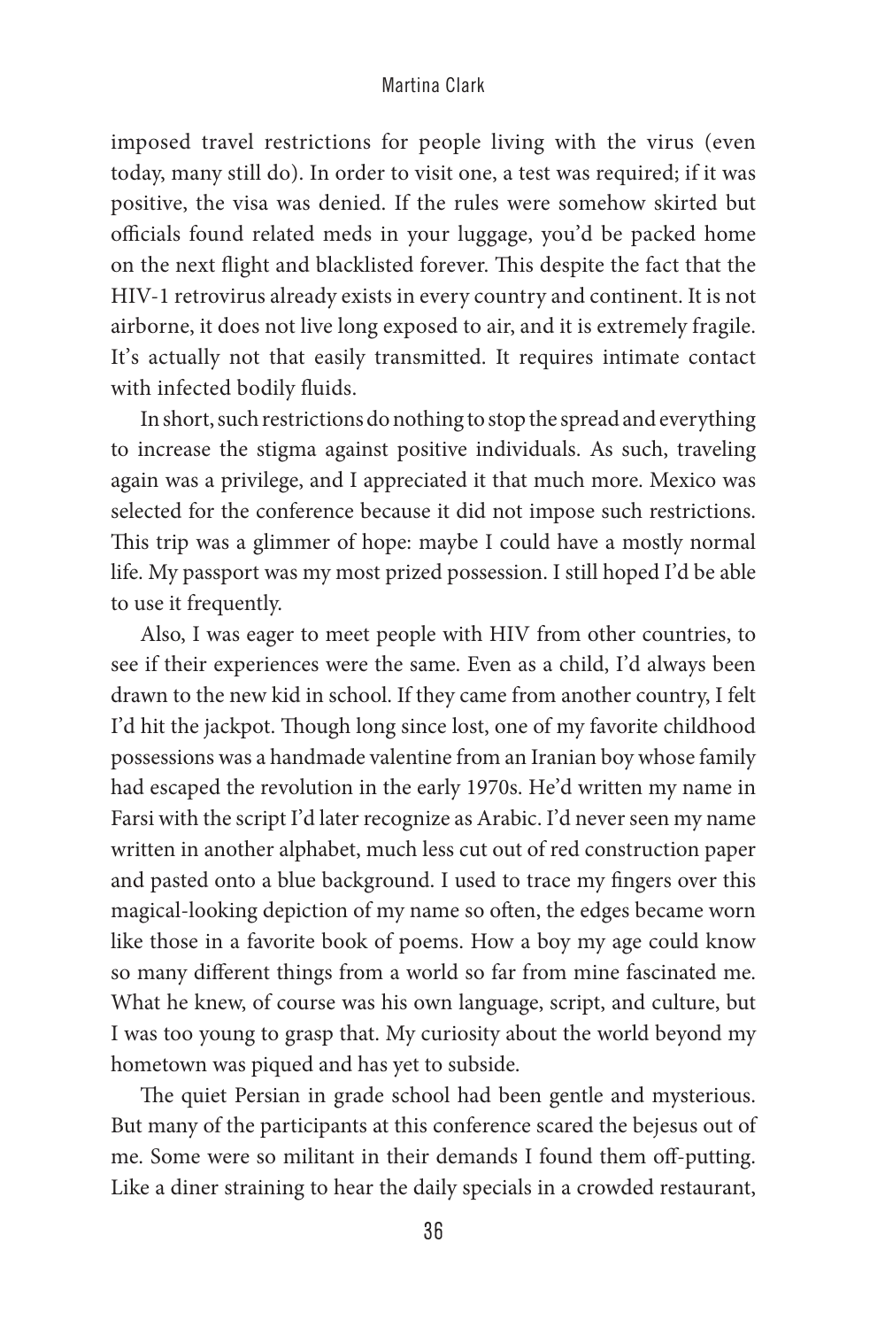imposed travel restrictions for people living with the virus (even today, many still do). In order to visit one, a test was required; if it was positive, the visa was denied. If the rules were somehow skirted but officials found related meds in your luggage, you'd be packed home on the next flight and blacklisted forever. This despite the fact that the HIV-1 retrovirus already exists in every country and continent. It is not airborne, it does not live long exposed to air, and it is extremely fragile. It's actually not that easily transmitted. It requires intimate contact with infected bodily fluids.

In short, such restrictions do nothing to stop the spread and everything to increase the stigma against positive individuals. As such, traveling again was a privilege, and I appreciated it that much more. Mexico was selected for the conference because it did not impose such restrictions. This trip was a glimmer of hope: maybe I could have a mostly normal life. My passport was my most prized possession. I still hoped I'd be able to use it frequently.

Also, I was eager to meet people with HIV from other countries, to see if their experiences were the same. Even as a child, I'd always been drawn to the new kid in school. If they came from another country, I felt I'd hit the jackpot. Though long since lost, one of my favorite childhood possessions was a handmade valentine from an Iranian boy whose family had escaped the revolution in the early 1970s. He'd written my name in Farsi with the script I'd later recognize as Arabic. I'd never seen my name written in another alphabet, much less cut out of red construction paper and pasted onto a blue background. I used to trace my fingers over this magical-looking depiction of my name so often, the edges became worn like those in a favorite book of poems. How a boy my age could know so many different things from a world so far from mine fascinated me. What he knew, of course was his own language, script, and culture, but I was too young to grasp that. My curiosity about the world beyond my hometown was piqued and has yet to subside.

The quiet Persian in grade school had been gentle and mysterious. But many of the participants at this conference scared the bejesus out of me. Some were so militant in their demands I found them off-putting. Like a diner straining to hear the daily specials in a crowded restaurant,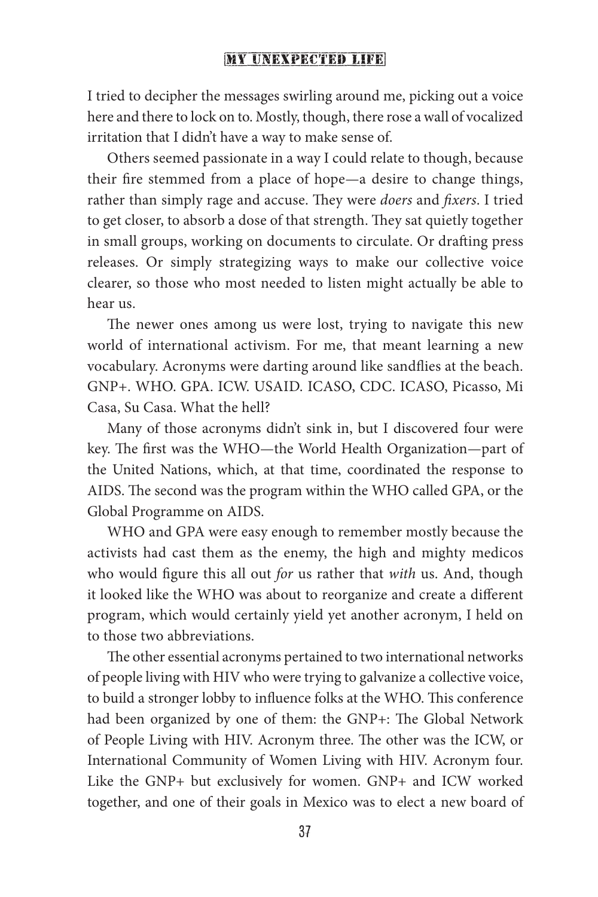I tried to decipher the messages swirling around me, picking out a voice here and there to lock on to. Mostly, though, there rose a wall of vocalized irritation that I didn't have a way to make sense of.

Others seemed passionate in a way I could relate to though, because their fire stemmed from a place of hope—a desire to change things, rather than simply rage and accuse. They were *doers* and *fixers*. I tried to get closer, to absorb a dose of that strength. They sat quietly together in small groups, working on documents to circulate. Or drafting press releases. Or simply strategizing ways to make our collective voice clearer, so those who most needed to listen might actually be able to hear us.

The newer ones among us were lost, trying to navigate this new world of international activism. For me, that meant learning a new vocabulary. Acronyms were darting around like sandflies at the beach. GNP+. WHO. GPA. ICW. USAID. ICASO, CDC. ICASO, Picasso, Mi Casa, Su Casa. What the hell?

Many of those acronyms didn't sink in, but I discovered four were key. The first was the WHO—the World Health Organization—part of the United Nations, which, at that time, coordinated the response to AIDS. The second was the program within the WHO called GPA, or the Global Programme on AIDS.

WHO and GPA were easy enough to remember mostly because the activists had cast them as the enemy, the high and mighty medicos who would figure this all out *for* us rather that *with* us. And, though it looked like the WHO was about to reorganize and create a different program, which would certainly yield yet another acronym, I held on to those two abbreviations.

The other essential acronyms pertained to two international networks of people living with HIV who were trying to galvanize a collective voice, to build a stronger lobby to influence folks at the WHO. This conference had been organized by one of them: the GNP+: The Global Network of People Living with HIV. Acronym three. The other was the ICW, or International Community of Women Living with HIV. Acronym four. Like the GNP+ but exclusively for women. GNP+ and ICW worked together, and one of their goals in Mexico was to elect a new board of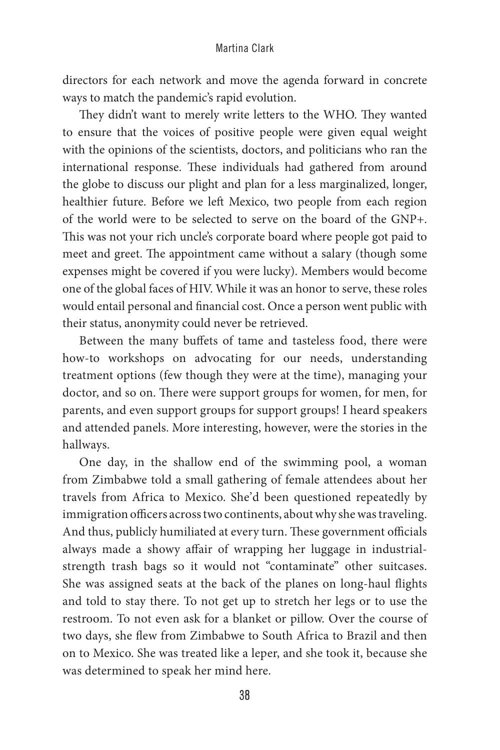directors for each network and move the agenda forward in concrete ways to match the pandemic's rapid evolution.

They didn't want to merely write letters to the WHO. They wanted to ensure that the voices of positive people were given equal weight with the opinions of the scientists, doctors, and politicians who ran the international response. These individuals had gathered from around the globe to discuss our plight and plan for a less marginalized, longer, healthier future. Before we left Mexico, two people from each region of the world were to be selected to serve on the board of the GNP+. This was not your rich uncle's corporate board where people got paid to meet and greet. The appointment came without a salary (though some expenses might be covered if you were lucky). Members would become one of the global faces of HIV. While it was an honor to serve, these roles would entail personal and financial cost. Once a person went public with their status, anonymity could never be retrieved.

Between the many buffets of tame and tasteless food, there were how-to workshops on advocating for our needs, understanding treatment options (few though they were at the time), managing your doctor, and so on. There were support groups for women, for men, for parents, and even support groups for support groups! I heard speakers and attended panels. More interesting, however, were the stories in the hallways.

One day, in the shallow end of the swimming pool, a woman from Zimbabwe told a small gathering of female attendees about her travels from Africa to Mexico. She'd been questioned repeatedly by immigration officers across two continents, about why she was traveling. And thus, publicly humiliated at every turn. These government officials always made a showy affair of wrapping her luggage in industrial-strength trash bags so it would not "contaminate" other suitcases. She was assigned seats at the back of the planes on long-haul flights and told to stay there. To not get up to stretch her legs or to use the restroom. To not even ask for a blanket or pillow. Over the course of two days, she flew from Zimbabwe to South Africa to Brazil and then on to Mexico. She was treated like a leper, and she took it, because she was determined to speak her mind here.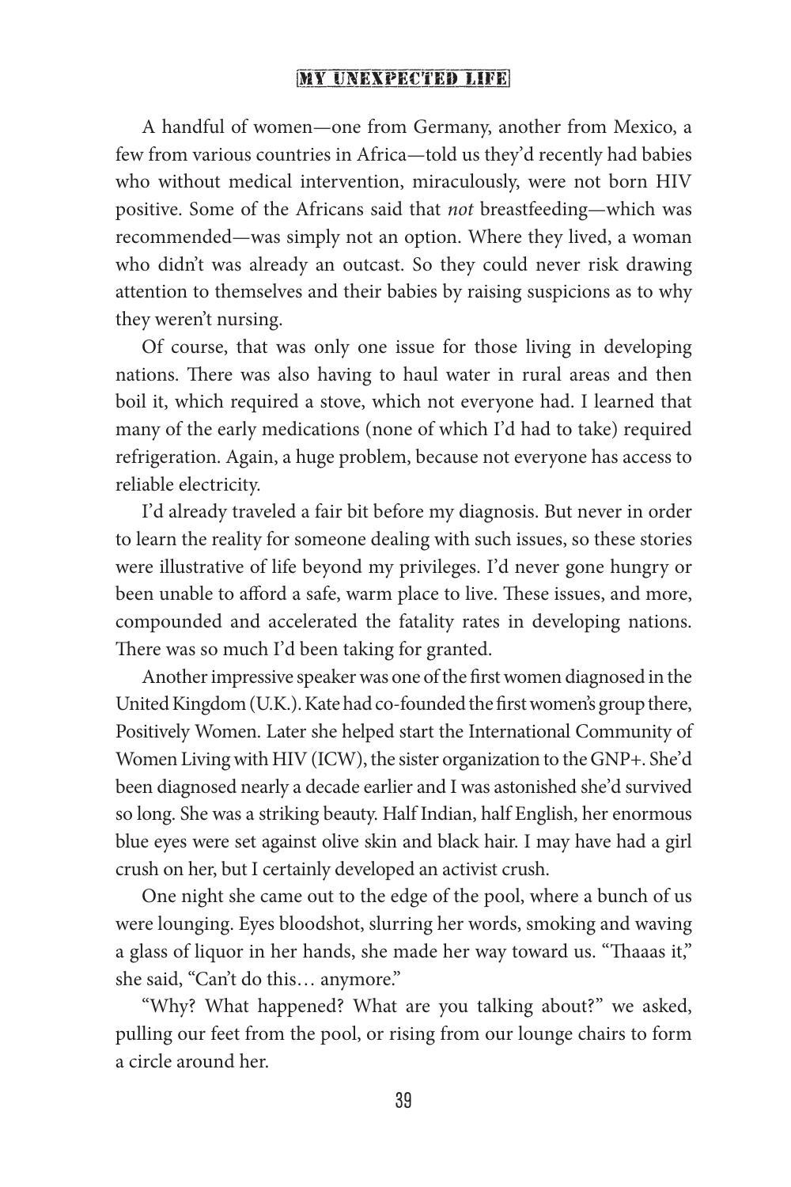A handful of women—one from Germany, another from Mexico, a few from various countries in Africa—told us they'd recently had babies who without medical intervention, miraculously, were not born HIV positive. Some of the Africans said that *not* breastfeeding—which was recommended—was simply not an option. Where they lived, a woman who didn't was already an outcast. So they could never risk drawing attention to themselves and their babies by raising suspicions as to why they weren't nursing.

Of course, that was only one issue for those living in developing nations. There was also having to haul water in rural areas and then boil it, which required a stove, which not everyone had. I learned that many of the early medications (none of which I'd had to take) required refrigeration. Again, a huge problem, because not everyone has access to reliable electricity.

I'd already traveled a fair bit before my diagnosis. But never in order to learn the reality for someone dealing with such issues, so these stories were illustrative of life beyond my privileges. I'd never gone hungry or been unable to afford a safe, warm place to live. These issues, and more, compounded and accelerated the fatality rates in developing nations. There was so much I'd been taking for granted.

Another impressive speaker was one of the first women diagnosed in the United Kingdom (U.K.). Kate had co-founded the first women's group there, Positively Women. Later she helped start the International Community of Women Living with HIV (ICW), the sister organization to the GNP+. She'd been diagnosed nearly a decade earlier and I was astonished she'd survived so long. She was a striking beauty. Half Indian, half English, her enormous blue eyes were set against olive skin and black hair. I may have had a girl crush on her, but I certainly developed an activist crush.

One night she came out to the edge of the pool, where a bunch of us were lounging. Eyes bloodshot, slurring her words, smoking and waving a glass of liquor in her hands, she made her way toward us. "Thaaas it," she said, "Can't do this… anymore."

"Why? What happened? What are you talking about?" we asked, pulling our feet from the pool, or rising from our lounge chairs to form a circle around her.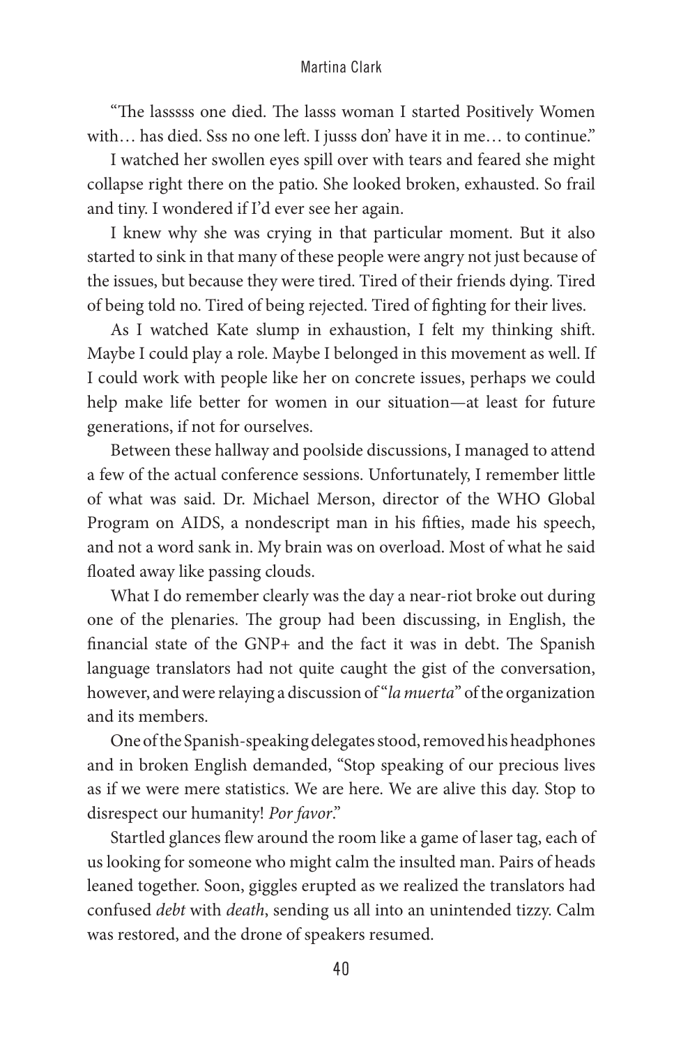"The lasssss one died. The lasss woman I started Positively Women with… has died. Sss no one left. I jusss don' have it in me… to continue."

I watched her swollen eyes spill over with tears and feared she might collapse right there on the patio. She looked broken, exhausted. So frail and tiny. I wondered if I'd ever see her again.

I knew why she was crying in that particular moment. But it also started to sink in that many of these people were angry not just because of the issues, but because they were tired. Tired of their friends dying. Tired of being told no. Tired of being rejected. Tired of fighting for their lives.

As I watched Kate slump in exhaustion, I felt my thinking shift. Maybe I could play a role. Maybe I belonged in this movement as well. If I could work with people like her on concrete issues, perhaps we could help make life better for women in our situation—at least for future generations, if not for ourselves.

Between these hallway and poolside discussions, I managed to attend a few of the actual conference sessions. Unfortunately, I remember little of what was said. Dr. Michael Merson, director of the WHO Global Program on AIDS, a nondescript man in his fifties, made his speech, and not a word sank in. My brain was on overload. Most of what he said floated away like passing clouds.

What I do remember clearly was the day a near-riot broke out during one of the plenaries. The group had been discussing, in English, the financial state of the GNP+ and the fact it was in debt. The Spanish language translators had not quite caught the gist of the conversation, however, and were relaying a discussion of "*la muerta*" of the organization and its members.

One of the Spanish-speaking delegates stood, removed his headphones and in broken English demanded, "Stop speaking of our precious lives as if we were mere statistics. We are here. We are alive this day. Stop to disrespect our humanity! *Por favor*."

Startled glances flew around the room like a game of laser tag, each of us looking for someone who might calm the insulted man. Pairs of heads leaned together. Soon, giggles erupted as we realized the translators had confused *debt* with *death*, sending us all into an unintended tizzy. Calm was restored, and the drone of speakers resumed.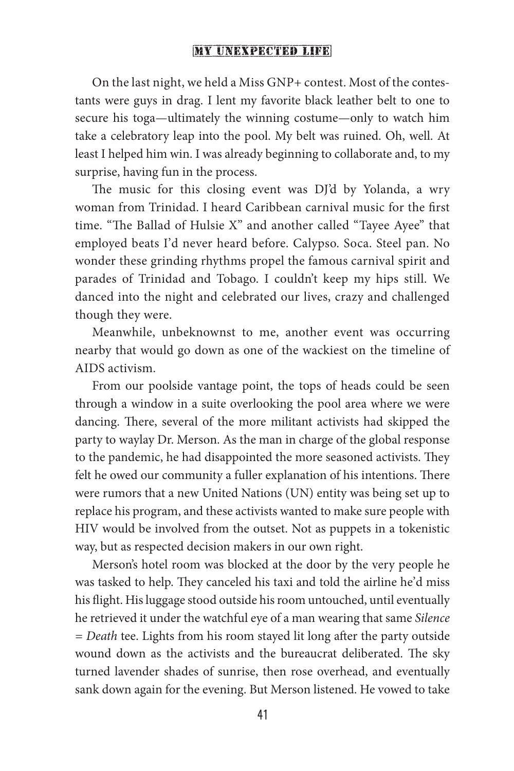On the last night, we held a Miss GNP+ contest. Most of the contestants were guys in drag. I lent my favorite black leather belt to one to secure his toga—ultimately the winning costume—only to watch him take a celebratory leap into the pool. My belt was ruined. Oh, well. At least I helped him win. I was already beginning to collaborate and, to my surprise, having fun in the process.

The music for this closing event was DJ'd by Yolanda, a wry woman from Trinidad. I heard Caribbean carnival music for the first time. "The Ballad of Hulsie X" and another called "Tayee Ayee" that employed beats I'd never heard before. Calypso. Soca. Steel pan. No wonder these grinding rhythms propel the famous carnival spirit and parades of Trinidad and Tobago. I couldn't keep my hips still. We danced into the night and celebrated our lives, crazy and challenged though they were.

Meanwhile, unbeknownst to me, another event was occurring nearby that would go down as one of the wackiest on the timeline of AIDS activism.

From our poolside vantage point, the tops of heads could be seen through a window in a suite overlooking the pool area where we were dancing. There, several of the more militant activists had skipped the party to waylay Dr. Merson. As the man in charge of the global response to the pandemic, he had disappointed the more seasoned activists. They felt he owed our community a fuller explanation of his intentions. There were rumors that a new United Nations (UN) entity was being set up to replace his program, and these activists wanted to make sure people with HIV would be involved from the outset. Not as puppets in a tokenistic way, but as respected decision makers in our own right.

Merson's hotel room was blocked at the door by the very people he was tasked to help. They canceled his taxi and told the airline he'd miss his flight. His luggage stood outside his room untouched, until eventually he retrieved it under the watchful eye of a man wearing that same *Silence = Death* tee. Lights from his room stayed lit long after the party outside wound down as the activists and the bureaucrat deliberated. The sky turned lavender shades of sunrise, then rose overhead, and eventually sank down again for the evening. But Merson listened. He vowed to take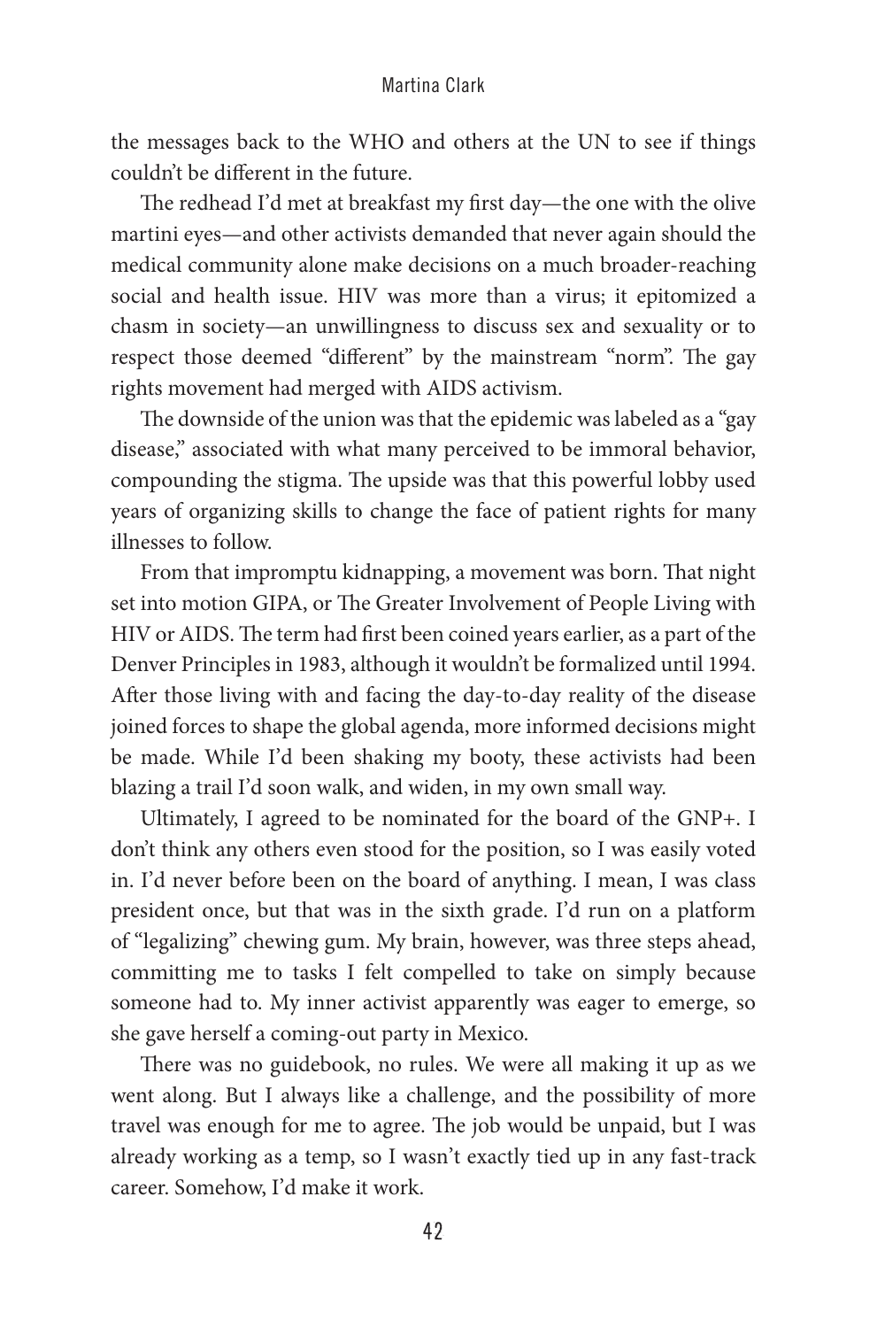the messages back to the WHO and others at the UN to see if things couldn't be different in the future.

The redhead I'd met at breakfast my first day—the one with the olive martini eyes—and other activists demanded that never again should the medical community alone make decisions on a much broader-reaching social and health issue. HIV was more than a virus; it epitomized a chasm in society—an unwillingness to discuss sex and sexuality or to respect those deemed "different" by the mainstream "norm". The gay rights movement had merged with AIDS activism.

The downside of the union was that the epidemic was labeled as a "gay disease," associated with what many perceived to be immoral behavior, compounding the stigma. The upside was that this powerful lobby used years of organizing skills to change the face of patient rights for many illnesses to follow.

From that impromptu kidnapping, a movement was born. That night set into motion GIPA, or The Greater Involvement of People Living with HIV or AIDS. The term had first been coined years earlier, as a part of the Denver Principles in 1983, although it wouldn't be formalized until 1994. After those living with and facing the day-to-day reality of the disease joined forces to shape the global agenda, more informed decisions might be made. While I'd been shaking my booty, these activists had been blazing a trail I'd soon walk, and widen, in my own small way.

Ultimately, I agreed to be nominated for the board of the GNP+. I don't think any others even stood for the position, so I was easily voted in. I'd never before been on the board of anything. I mean, I was class president once, but that was in the sixth grade. I'd run on a platform of "legalizing" chewing gum. My brain, however, was three steps ahead, committing me to tasks I felt compelled to take on simply because someone had to. My inner activist apparently was eager to emerge, so she gave herself a coming-out party in Mexico.

There was no guidebook, no rules. We were all making it up as we went along. But I always like a challenge, and the possibility of more travel was enough for me to agree. The job would be unpaid, but I was already working as a temp, so I wasn't exactly tied up in any fast-track career. Somehow, I'd make it work.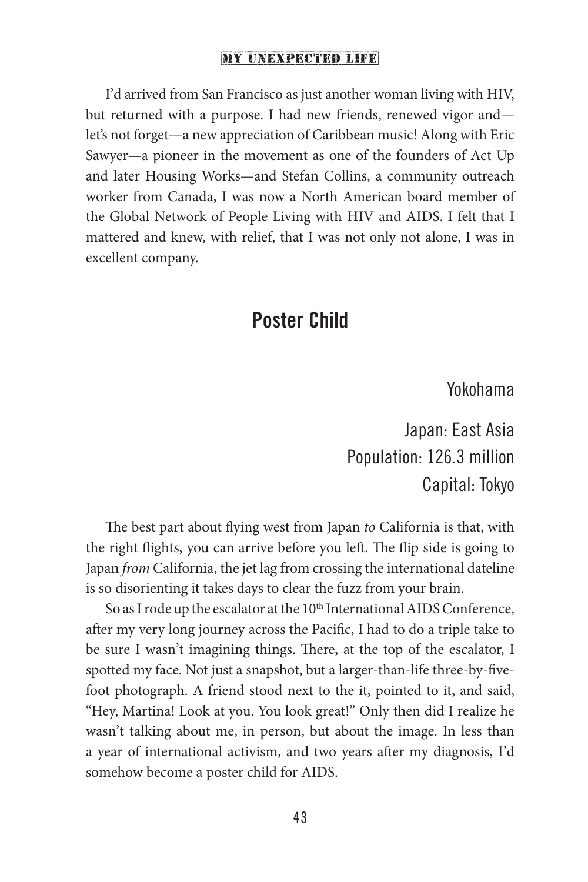I'd arrived from San Francisco as just another woman living with HIV, but returned with a purpose. I had new friends, renewed vigor and—let's not forget—a new appreciation of Caribbean music! Along with Eric Sawyer—a pioneer in the movement as one of the founders of Act Up and later Housing Works—and Stefan Collins, a community outreach worker from Canada, I was now a North American board member of the Global Network of People Living with HIV and AIDS. I felt that I mattered and knew, with relief, that I was not only not alone, I was in excellent company.

## Poster Child

Yokohama

Japan: East Asia
Population: 126.3 million
Capital: Tokyo

The best part about flying west from Japan *to* California is that, with the right flights, you can arrive before you left. The flip side is going to Japan *from* California, the jet lag from crossing the international dateline is so disorienting it takes days to clear the fuzz from your brain.

So as I rode up the escalator at the 10th International AIDS Conference, after my very long journey across the Pacific, I had to do a triple take to be sure I wasn't imagining things. There, at the top of the escalator, I spotted my face. Not just a snapshot, but a larger-than-life three-by-five-foot photograph. A friend stood next to the it, pointed to it, and said, "Hey, Martina! Look at you. You look great!" Only then did I realize he wasn't talking about me, in person, but about the image. In less than a year of international activism, and two years after my diagnosis, I'd somehow become a poster child for AIDS.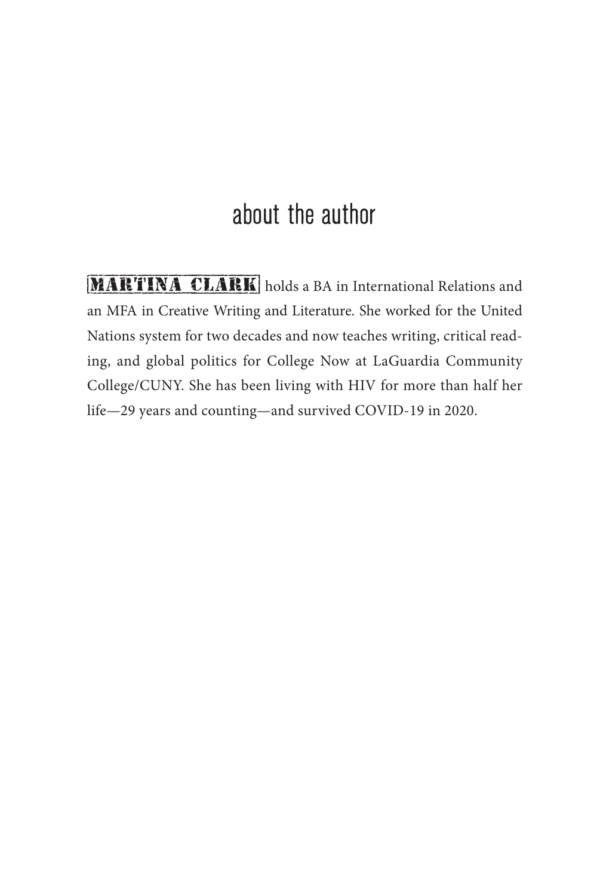# about the author

**MARTINA CLARK** holds a BA in International Relations and an MFA in Creative Writing and Literature. She worked for the United Nations system for two decades and now teaches writing, critical reading, and global politics for College Now at LaGuardia Community College/CUNY. She has been living with HIV for more than half her life—29 years and counting—and survived COVID-19 in 2020.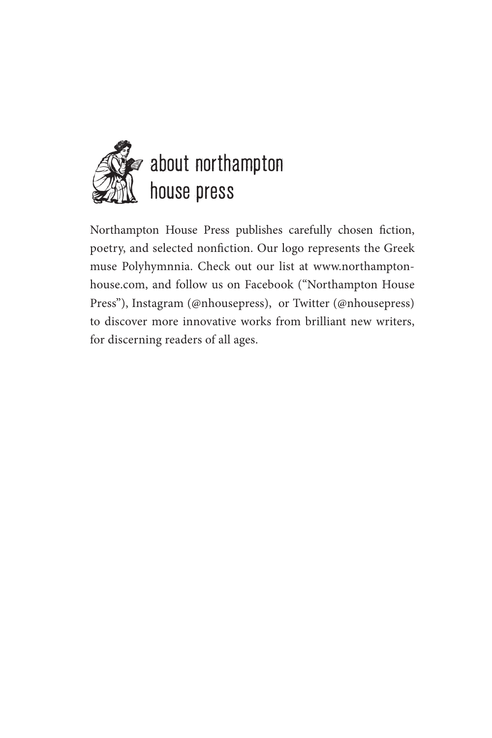# about northampton house press

Northampton House Press publishes carefully chosen fiction, poetry, and selected nonfiction. Our logo represents the Greek muse Polyhymnnia. Check out our list at www.northampton-house.com, and follow us on Facebook ("Northampton House Press"), Instagram (@nhousepress), or Twitter (@nhousepress) to discover more innovative works from brilliant new writers, for discerning readers of all ages.